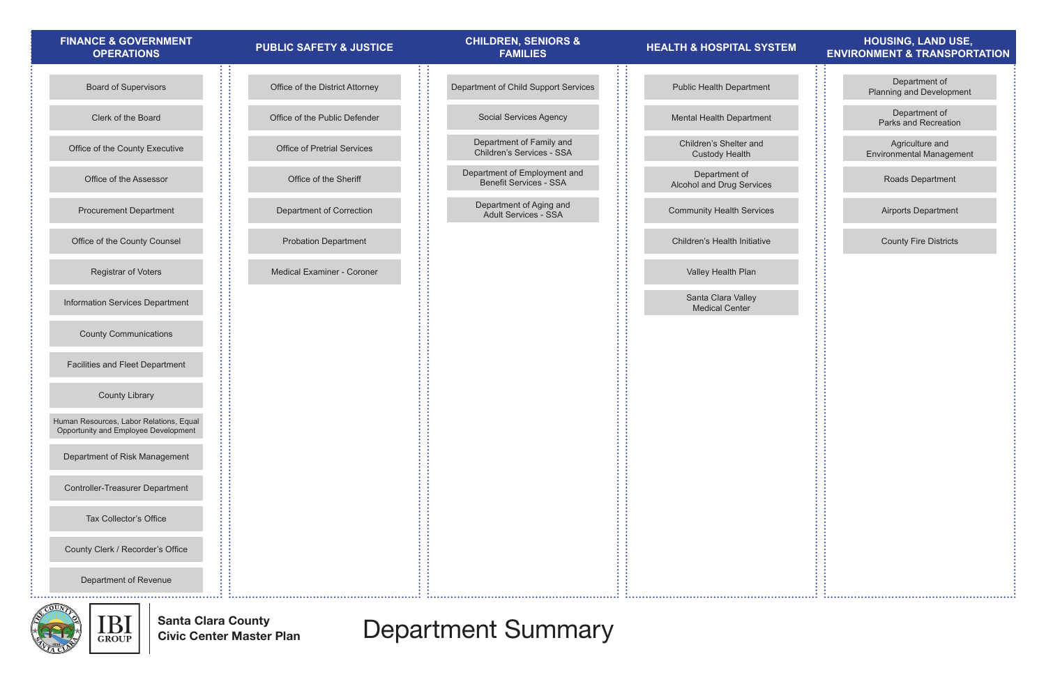# Department Summary

Santa Clara County
Civic Center Master Plan

## FINANCE & GOVERNMENT OPERATIONS

- Board of Supervisors
- Clerk of the Board
- Office of the County Executive
- Office of the Assessor
- Procurement Department
- Office of the County Counsel
- Registrar of Voters
- Information Services Department
- County Communications
- Facilities and Fleet Department
- County Library
- Human Resources, Labor Relations, Equal Opportunity and Employee Development
- Department of Risk Management
- Controller-Treasurer Department
- Tax Collector's Office
- County Clerk / Recorder's Office
- Department of Revenue

## PUBLIC SAFETY & JUSTICE

- Office of the District Attorney
- Office of the Public Defender
- Office of Pretrial Services
- Office of the Sheriff
- Department of Correction
- Probation Department
- Medical Examiner - Coroner

## CHILDREN, SENIORS & FAMILIES

- Department of Child Support Services
- Social Services Agency
- Department of Family and Children's Services - SSA
- Department of Employment and Benefit Services - SSA
- Department of Aging and Adult Services - SSA

## HEALTH & HOSPITAL SYSTEM

- Public Health Department
- Mental Health Department
- Children's Shelter and Custody Health
- Department of Alcohol and Drug Services
- Community Health Services
- Children's Health Initiative
- Valley Health Plan
- Santa Clara Valley Medical Center

## HOUSING, LAND USE, ENVIRONMENT & TRANSPORTATION

- Department of Planning and Development
- Department of Parks and Recreation
- Agriculture and Environmental Management
- Roads Department
- Airports Department
- County Fire Districts

IBI GROUP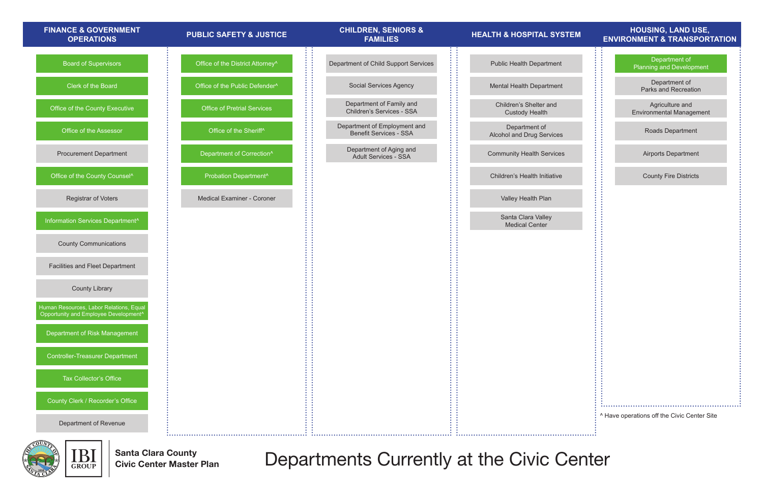# Departments Currently at the Civic Center

**Santa Clara County**
**Civic Center Master Plan**

## FINANCE & GOVERNMENT OPERATIONS

- Board of Supervisors
- Clerk of the Board
- Office of the County Executive
- Office of the Assessor
- Procurement Department
- Office of the County Counsel^
- Registrar of Voters
- Information Services Department^
- County Communications
- Facilities and Fleet Department
- County Library
- Human Resources, Labor Relations, Equal Opportunity and Employee Development^
- Department of Risk Management
- Controller-Treasurer Department
- Tax Collector's Office
- County Clerk / Recorder's Office
- Department of Revenue

## PUBLIC SAFETY & JUSTICE

- Office of the District Attorney^
- Office of the Public Defender^
- Office of Pretrial Services
- Office of the Sheriff^
- Department of Correction^
- Probation Department^
- Medical Examiner - Coroner

## CHILDREN, SENIORS & FAMILIES

- Department of Child Support Services
- Social Services Agency
- Department of Family and Children's Services - SSA
- Department of Employment and Benefit Services - SSA
- Department of Aging and Adult Services - SSA

## HEALTH & HOSPITAL SYSTEM

- Public Health Department
- Mental Health Department
- Children's Shelter and Custody Health
- Department of Alcohol and Drug Services
- Community Health Services
- Children's Health Initiative
- Valley Health Plan
- Santa Clara Valley Medical Center

## HOUSING, LAND USE, ENVIRONMENT & TRANSPORTATION

- Department of Planning and Development
- Department of Parks and Recreation
- Agriculture and Environmental Management
- Roads Department
- Airports Department
- County Fire Districts

^ Have operations off the Civic Center Site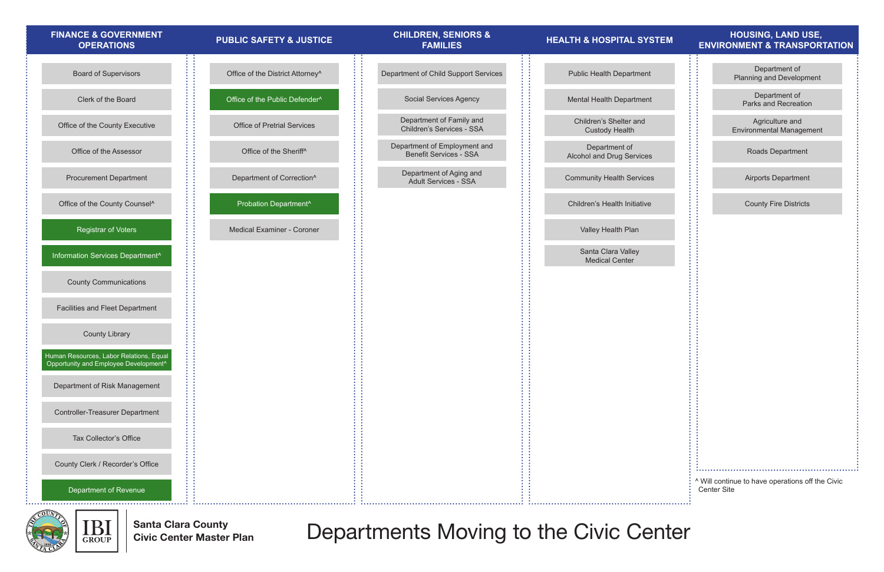# Departments Moving to the Civic Center

**Santa Clara County Civic Center Master Plan**

## FINANCE & GOVERNMENT OPERATIONS

- Board of Supervisors
- Clerk of the Board
- Office of the County Executive
- Office of the Assessor
- Procurement Department
- Office of the County Counsel^
- Registrar of Voters
- Information Services Department^
- County Communications
- Facilities and Fleet Department
- County Library
- Human Resources, Labor Relations, Equal Opportunity and Employee Development^
- Department of Risk Management
- Controller-Treasurer Department
- Tax Collector's Office
- County Clerk / Recorder's Office
- Department of Revenue

## PUBLIC SAFETY & JUSTICE

- Office of the District Attorney^
- Office of the Public Defender^
- Office of Pretrial Services
- Office of the Sheriff^
- Department of Correction^
- Probation Department^
- Medical Examiner - Coroner

## CHILDREN, SENIORS & FAMILIES

- Department of Child Support Services
- Social Services Agency
- Department of Family and Children's Services - SSA
- Department of Employment and Benefit Services - SSA
- Department of Aging and Adult Services - SSA

## HEALTH & HOSPITAL SYSTEM

- Public Health Department
- Mental Health Department
- Children's Shelter and Custody Health
- Department of Alcohol and Drug Services
- Community Health Services
- Children's Health Initiative
- Valley Health Plan
- Santa Clara Valley Medical Center

## HOUSING, LAND USE, ENVIRONMENT & TRANSPORTATION

- Department of Planning and Development
- Department of Parks and Recreation
- Agriculture and Environmental Management
- Roads Department
- Airports Department
- County Fire Districts

^ Will continue to have operations off the Civic Center Site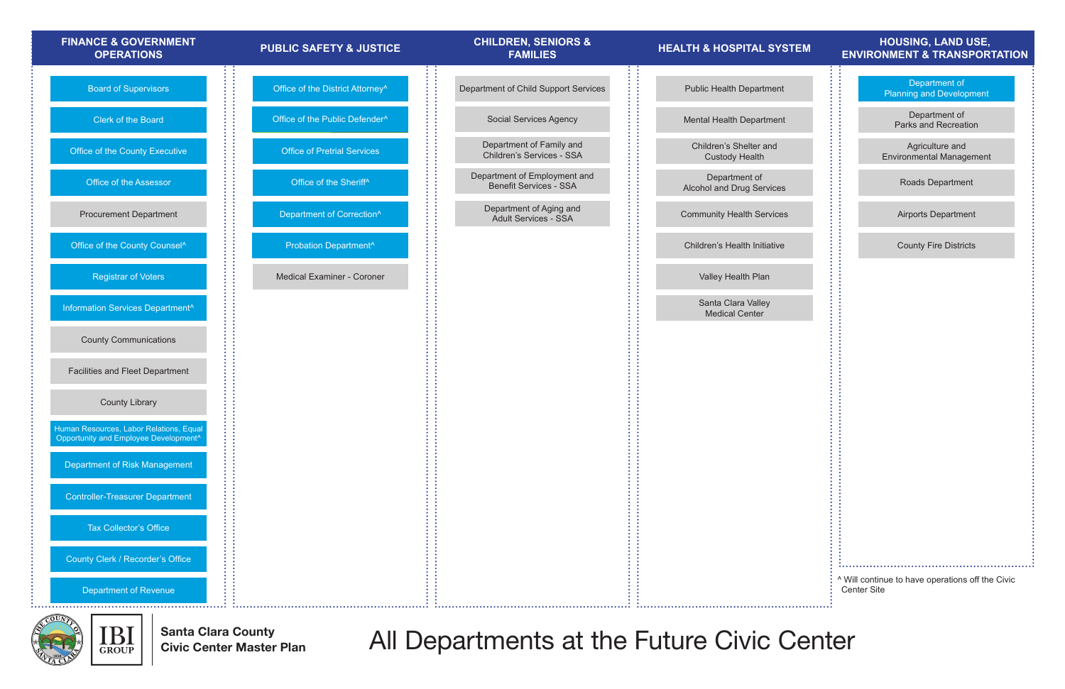# All Departments at the Future Civic Center

## FINANCE & GOVERNMENT OPERATIONS

- Board of Supervisors
- Clerk of the Board
- Office of the County Executive
- Office of the Assessor
- Procurement Department
- Office of the County Counsel^
- Registrar of Voters
- Information Services Department^
- County Communications
- Facilities and Fleet Department
- County Library
- Human Resources, Labor Relations, Equal Opportunity and Employee Development^
- Department of Risk Management
- Controller-Treasurer Department
- Tax Collector's Office
- County Clerk / Recorder's Office
- Department of Revenue

## PUBLIC SAFETY & JUSTICE

- Office of the District Attorney^
- Office of the Public Defender^
- Office of Pretrial Services
- Office of the Sheriff^
- Department of Correction^
- Probation Department^
- Medical Examiner - Coroner

## CHILDREN, SENIORS & FAMILIES

- Department of Child Support Services
- Social Services Agency
- Department of Family and Children's Services - SSA
- Department of Employment and Benefit Services - SSA
- Department of Aging and Adult Services - SSA

## HEALTH & HOSPITAL SYSTEM

- Public Health Department
- Mental Health Department
- Children's Shelter and Custody Health
- Department of Alcohol and Drug Services
- Community Health Services
- Children's Health Initiative
- Valley Health Plan
- Santa Clara Valley Medical Center

## HOUSING, LAND USE, ENVIRONMENT & TRANSPORTATION

- Department of Planning and Development
- Department of Parks and Recreation
- Agriculture and Environmental Management
- Roads Department
- Airports Department
- County Fire Districts

^ Will continue to have operations off the Civic Center Site

**Santa Clara County**
**Civic Center Master Plan**